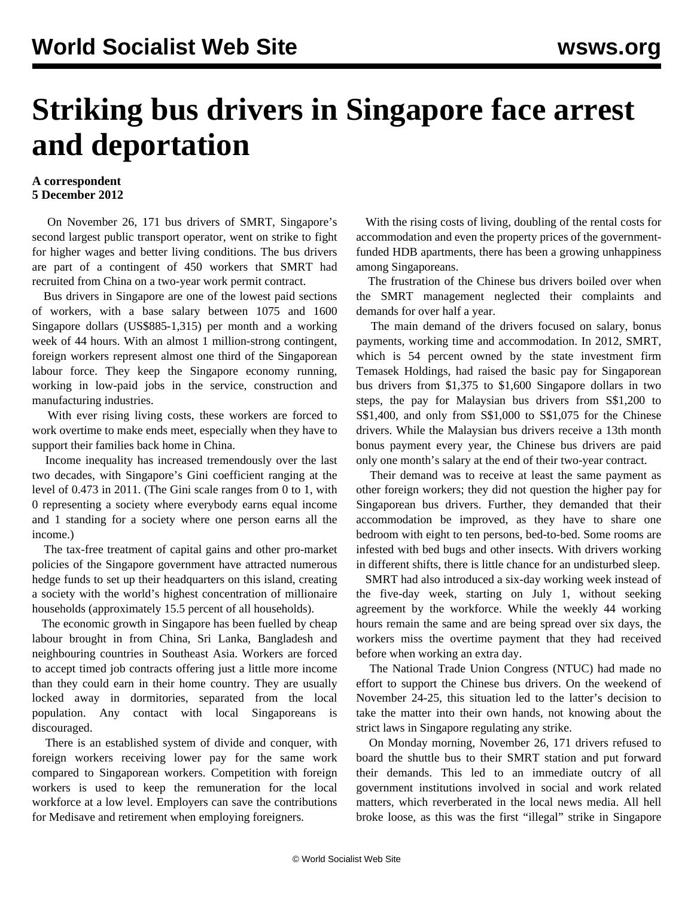# Striking bus drivers in Singapore face arrest and deportation

**A correspondent**
**5 December 2012**

On November 26, 171 bus drivers of SMRT, Singapore's second largest public transport operator, went on strike to fight for higher wages and better living conditions. The bus drivers are part of a contingent of 450 workers that SMRT had recruited from China on a two-year work permit contract.

Bus drivers in Singapore are one of the lowest paid sections of workers, with a base salary between 1075 and 1600 Singapore dollars (US$885-1,315) per month and a working week of 44 hours. With an almost 1 million-strong contingent, foreign workers represent almost one third of the Singaporean labour force. They keep the Singapore economy running, working in low-paid jobs in the service, construction and manufacturing industries.

With ever rising living costs, these workers are forced to work overtime to make ends meet, especially when they have to support their families back home in China.

Income inequality has increased tremendously over the last two decades, with Singapore's Gini coefficient ranging at the level of 0.473 in 2011. (The Gini scale ranges from 0 to 1, with 0 representing a society where everybody earns equal income and 1 standing for a society where one person earns all the income.)

The tax-free treatment of capital gains and other pro-market policies of the Singapore government have attracted numerous hedge funds to set up their headquarters on this island, creating a society with the world's highest concentration of millionaire households (approximately 15.5 percent of all households).

The economic growth in Singapore has been fuelled by cheap labour brought in from China, Sri Lanka, Bangladesh and neighbouring countries in Southeast Asia. Workers are forced to accept timed job contracts offering just a little more income than they could earn in their home country. They are usually locked away in dormitories, separated from the local population. Any contact with local Singaporeans is discouraged.

There is an established system of divide and conquer, with foreign workers receiving lower pay for the same work compared to Singaporean workers. Competition with foreign workers is used to keep the remuneration for the local workforce at a low level. Employers can save the contributions for Medisave and retirement when employing foreigners.

With the rising costs of living, doubling of the rental costs for accommodation and even the property prices of the government-funded HDB apartments, there has been a growing unhappiness among Singaporeans.

The frustration of the Chinese bus drivers boiled over when the SMRT management neglected their complaints and demands for over half a year.

The main demand of the drivers focused on salary, bonus payments, working time and accommodation. In 2012, SMRT, which is 54 percent owned by the state investment firm Temasek Holdings, had raised the basic pay for Singaporean bus drivers from $1,375 to $1,600 Singapore dollars in two steps, the pay for Malaysian bus drivers from S$1,200 to S$1,400, and only from S$1,000 to S$1,075 for the Chinese drivers. While the Malaysian bus drivers receive a 13th month bonus payment every year, the Chinese bus drivers are paid only one month's salary at the end of their two-year contract.

Their demand was to receive at least the same payment as other foreign workers; they did not question the higher pay for Singaporean bus drivers. Further, they demanded that their accommodation be improved, as they have to share one bedroom with eight to ten persons, bed-to-bed. Some rooms are infested with bed bugs and other insects. With drivers working in different shifts, there is little chance for an undisturbed sleep.

SMRT had also introduced a six-day working week instead of the five-day week, starting on July 1, without seeking agreement by the workforce. While the weekly 44 working hours remain the same and are being spread over six days, the workers miss the overtime payment that they had received before when working an extra day.

The National Trade Union Congress (NTUC) had made no effort to support the Chinese bus drivers. On the weekend of November 24-25, this situation led to the latter's decision to take the matter into their own hands, not knowing about the strict laws in Singapore regulating any strike.

On Monday morning, November 26, 171 drivers refused to board the shuttle bus to their SMRT station and put forward their demands. This led to an immediate outcry of all government institutions involved in social and work related matters, which reverberated in the local news media. All hell broke loose, as this was the first "illegal" strike in Singapore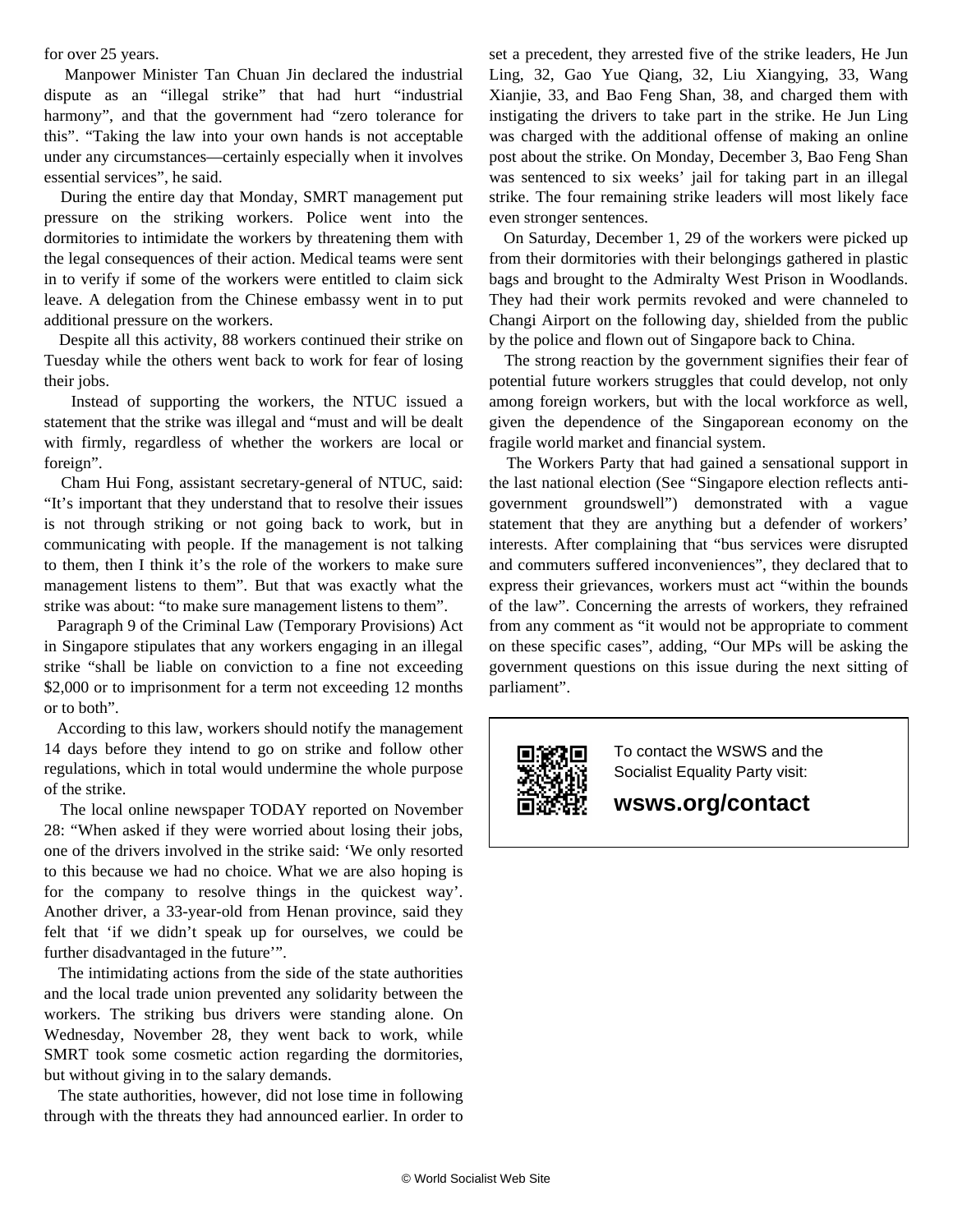for over 25 years.

Manpower Minister Tan Chuan Jin declared the industrial dispute as an "illegal strike" that had hurt "industrial harmony", and that the government had "zero tolerance for this". "Taking the law into your own hands is not acceptable under any circumstances—certainly especially when it involves essential services", he said.

During the entire day that Monday, SMRT management put pressure on the striking workers. Police went into the dormitories to intimidate the workers by threatening them with the legal consequences of their action. Medical teams were sent in to verify if some of the workers were entitled to claim sick leave. A delegation from the Chinese embassy went in to put additional pressure on the workers.

Despite all this activity, 88 workers continued their strike on Tuesday while the others went back to work for fear of losing their jobs.

Instead of supporting the workers, the NTUC issued a statement that the strike was illegal and "must and will be dealt with firmly, regardless of whether the workers are local or foreign".

Cham Hui Fong, assistant secretary-general of NTUC, said: "It's important that they understand that to resolve their issues is not through striking or not going back to work, but in communicating with people. If the management is not talking to them, then I think it's the role of the workers to make sure management listens to them". But that was exactly what the strike was about: "to make sure management listens to them".

Paragraph 9 of the Criminal Law (Temporary Provisions) Act in Singapore stipulates that any workers engaging in an illegal strike "shall be liable on conviction to a fine not exceeding $2,000 or to imprisonment for a term not exceeding 12 months or to both".

According to this law, workers should notify the management 14 days before they intend to go on strike and follow other regulations, which in total would undermine the whole purpose of the strike.

The local online newspaper TODAY reported on November 28: "When asked if they were worried about losing their jobs, one of the drivers involved in the strike said: 'We only resorted to this because we had no choice. What we are also hoping is for the company to resolve things in the quickest way'. Another driver, a 33-year-old from Henan province, said they felt that 'if we didn't speak up for ourselves, we could be further disadvantaged in the future'".

The intimidating actions from the side of the state authorities and the local trade union prevented any solidarity between the workers. The striking bus drivers were standing alone. On Wednesday, November 28, they went back to work, while SMRT took some cosmetic action regarding the dormitories, but without giving in to the salary demands.

The state authorities, however, did not lose time in following through with the threats they had announced earlier. In order to set a precedent, they arrested five of the strike leaders, He Jun Ling, 32, Gao Yue Qiang, 32, Liu Xiangying, 33, Wang Xianjie, 33, and Bao Feng Shan, 38, and charged them with instigating the drivers to take part in the strike. He Jun Ling was charged with the additional offense of making an online post about the strike. On Monday, December 3, Bao Feng Shan was sentenced to six weeks' jail for taking part in an illegal strike. The four remaining strike leaders will most likely face even stronger sentences.

On Saturday, December 1, 29 of the workers were picked up from their dormitories with their belongings gathered in plastic bags and brought to the Admiralty West Prison in Woodlands. They had their work permits revoked and were channeled to Changi Airport on the following day, shielded from the public by the police and flown out of Singapore back to China.

The strong reaction by the government signifies their fear of potential future workers struggles that could develop, not only among foreign workers, but with the local workforce as well, given the dependence of the Singaporean economy on the fragile world market and financial system.

The Workers Party that had gained a sensational support in the last national election (See "Singapore election reflects anti-government groundswell") demonstrated with a vague statement that they are anything but a defender of workers' interests. After complaining that "bus services were disrupted and commuters suffered inconveniences", they declared that to express their grievances, workers must act "within the bounds of the law". Concerning the arrests of workers, they refrained from any comment as "it would not be appropriate to comment on these specific cases", adding, "Our MPs will be asking the government questions on this issue during the next sitting of parliament".

To contact the WSWS and the Socialist Equality Party visit:

**wsws.org/contact**